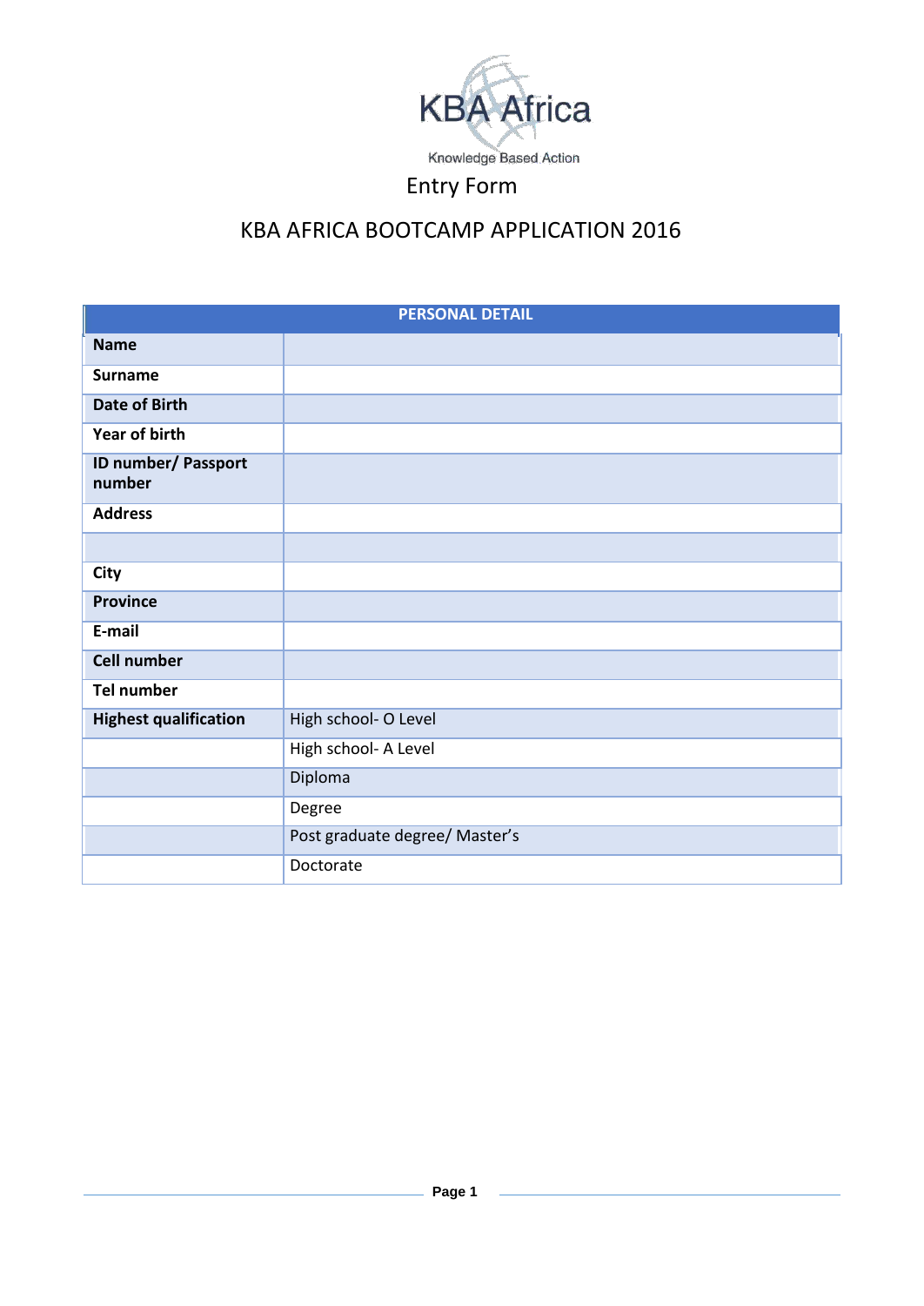KBA Africa

Knowledge Based Action

# Entry Form

## KBA AFRICA BOOTCAMP APPLICATION 2016

| PERSONAL DETAIL | |
|---|---|
| **Name** | |
| **Surname** | |
| **Date of Birth** | |
| **Year of birth** | |
| **ID number/ Passport number** | |
| **Address** | |
| | |
| **City** | |
| **Province** | |
| **E-mail** | |
| **Cell number** | |
| **Tel number** | |
| **Highest qualification** | High school- O Level |
| | High school- A Level |
| | Diploma |
| | Degree |
| | Post graduate degree/ Master's |
| | Doctorate |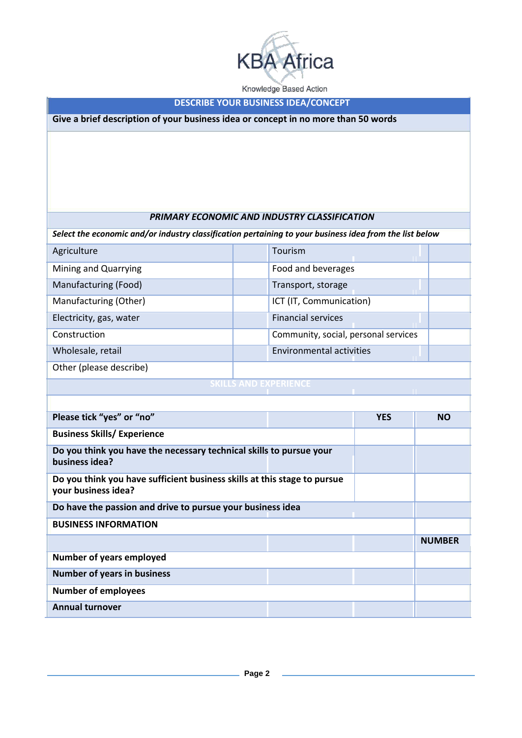KBA Africa

Knowledge Based Action

| DESCRIBE YOUR BUSINESS IDEA/CONCEPT |
|---|
| **Give a brief description of your business idea or concept in no more than 50 words** |
| |

| *PRIMARY ECONOMIC AND INDUSTRY CLASSIFICATION* | | | |
|---|---|---|---|
| ***Select the economic and/or industry classification pertaining to your business idea from the list below*** | | | |
| Agriculture | | Tourism | |
| Mining and Quarrying | | Food and beverages | |
| Manufacturing (Food) | | Transport, storage | |
| Manufacturing (Other) | | ICT (IT, Communication) | |
| Electricity, gas, water | | Financial services | |
| Construction | | Community, social, personal services | |
| Wholesale, retail | | Environmental activities | |
| Other (please describe) | | | |

| SKILLS AND EXPERIENCE | | |
|---|---|---|
| | | |
| **Please tick "yes" or "no"** | **YES** | **NO** |
| **Business Skills/ Experience** | | |
| **Do you think you have the necessary technical skills to pursue your business idea?** | | |
| **Do you think you have sufficient business skills at this stage to pursue your business idea?** | | |
| **Do have the passion and drive to pursue your business idea** | | |

| **BUSINESS INFORMATION** | |
|---|---|
| | **NUMBER** |
| **Number of years employed** | |
| **Number of years in business** | |
| **Number of employees** | |
| **Annual turnover** | |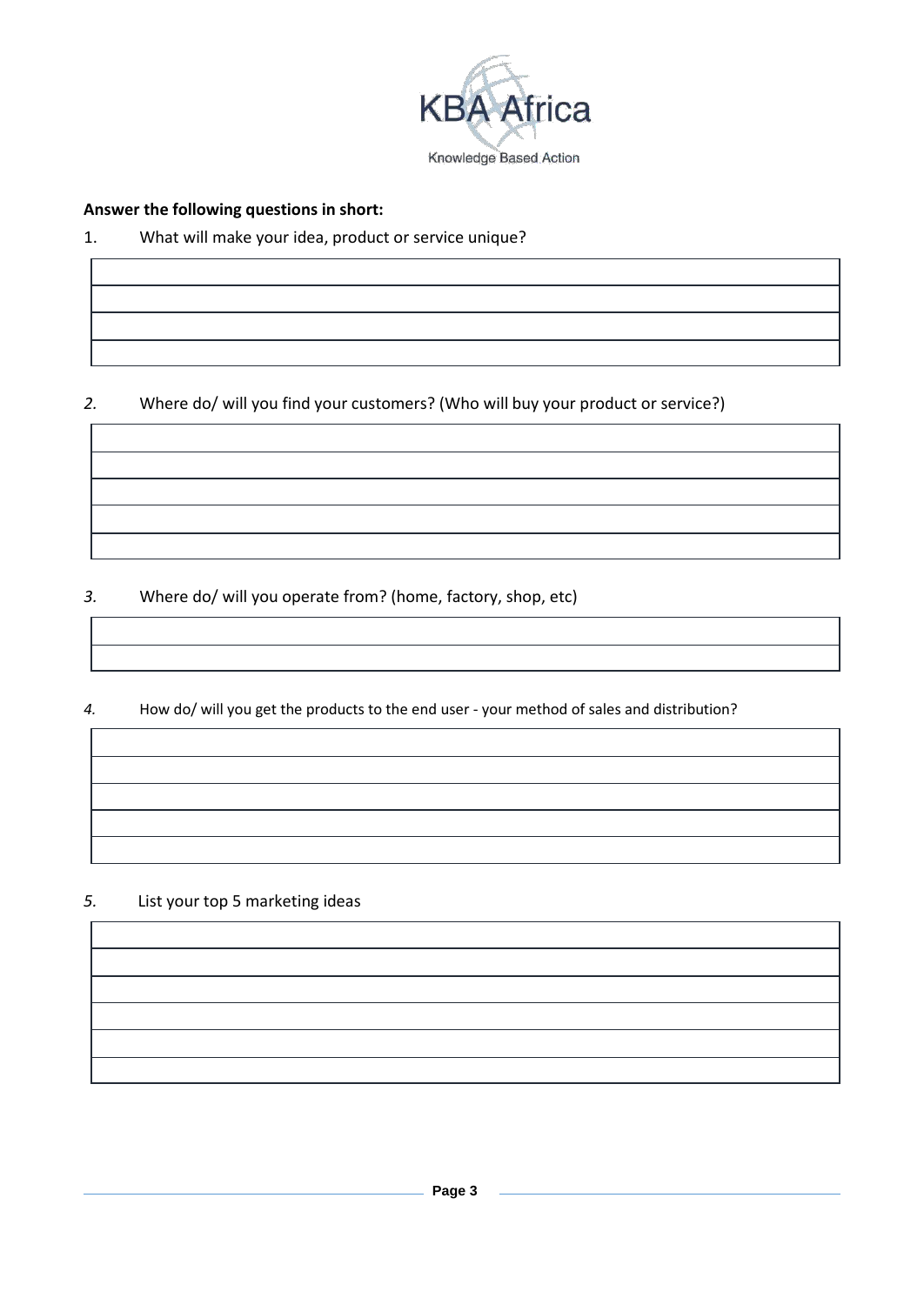**Answer the following questions in short:**

1. What will make your idea, product or service unique?

| |
|---|
| |
| |
| |

2. Where do/ will you find your customers? (Who will buy your product or service?)

| |
|---|
| |
| |
| |
| |

3. Where do/ will you operate from? (home, factory, shop, etc)

| |
|---|
| |

4. How do/ will you get the products to the end user - your method of sales and distribution?

| |
|---|
| |
| |
| |
| |

5. List your top 5 marketing ideas

| |
|---|
| |
| |
| |
| |
| |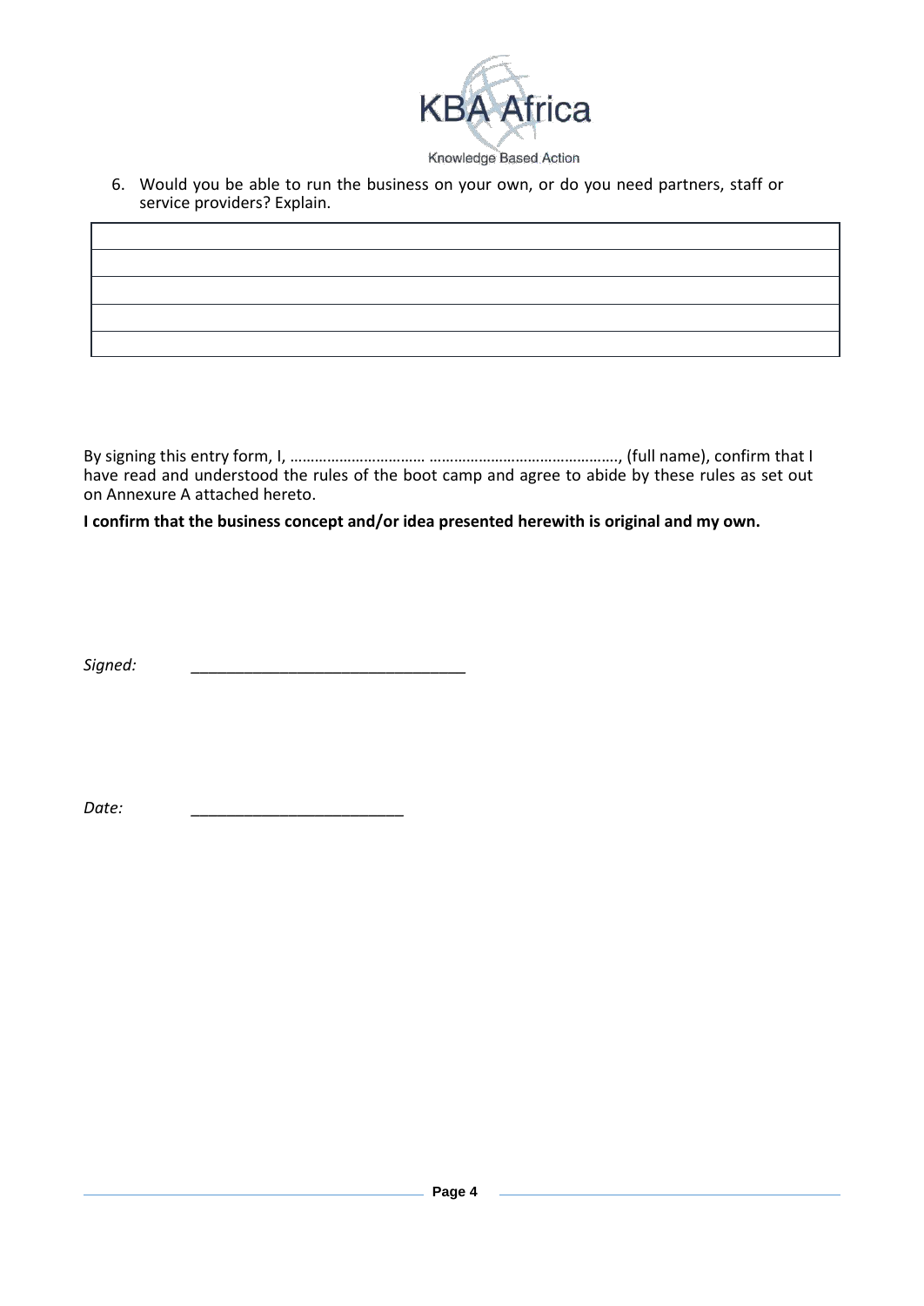6. Would you be able to run the business on your own, or do you need partners, staff or service providers? Explain.

| |
|---|
| |
| |
| |
| |

By signing this entry form, I, …………………………… ………………………………………., (full name), confirm that I have read and understood the rules of the boot camp and agree to abide by these rules as set out on Annexure A attached hereto.

**I confirm that the business concept and/or idea presented herewith is original and my own.**

*Signed:* ________________________________

*Date:* _________________________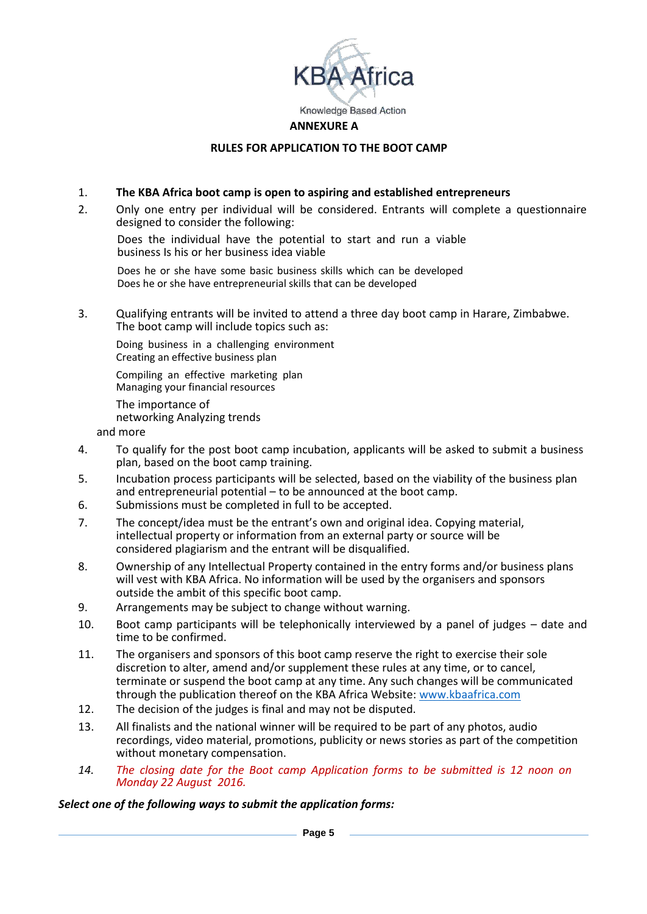KBA Africa

Knowledge Based Action

**ANNEXURE A**

**RULES FOR APPLICATION TO THE BOOT CAMP**

1. **The KBA Africa boot camp is open to aspiring and established entrepreneurs**
2. Only one entry per individual will be considered. Entrants will complete a questionnaire designed to consider the following:

   Does the individual have the potential to start and run a viable business Is his or her business idea viable

   Does he or she have some basic business skills which can be developed
   Does he or she have entrepreneurial skills that can be developed

3. Qualifying entrants will be invited to attend a three day boot camp in Harare, Zimbabwe. The boot camp will include topics such as:

   Doing business in a challenging environment
   Creating an effective business plan

   Compiling an effective marketing plan
   Managing your financial resources

   The importance of
   networking Analyzing trends

   and more

4. To qualify for the post boot camp incubation, applicants will be asked to submit a business plan, based on the boot camp training.
5. Incubation process participants will be selected, based on the viability of the business plan and entrepreneurial potential – to be announced at the boot camp.
6. Submissions must be completed in full to be accepted.
7. The concept/idea must be the entrant's own and original idea. Copying material, intellectual property or information from an external party or source will be considered plagiarism and the entrant will be disqualified.
8. Ownership of any Intellectual Property contained in the entry forms and/or business plans will vest with KBA Africa. No information will be used by the organisers and sponsors outside the ambit of this specific boot camp.
9. Arrangements may be subject to change without warning.
10. Boot camp participants will be telephonically interviewed by a panel of judges – date and time to be confirmed.
11. The organisers and sponsors of this boot camp reserve the right to exercise their sole discretion to alter, amend and/or supplement these rules at any time, or to cancel, terminate or suspend the boot camp at any time. Any such changes will be communicated through the publication thereof on the KBA Africa Website: www.kbaafrica.com
12. The decision of the judges is final and may not be disputed.
13. All finalists and the national winner will be required to be part of any photos, audio recordings, video material, promotions, publicity or news stories as part of the competition without monetary compensation.
14. *The closing date for the Boot camp Application forms to be submitted is 12 noon on Monday 22 August 2016.*

***Select one of the following ways to submit the application forms:***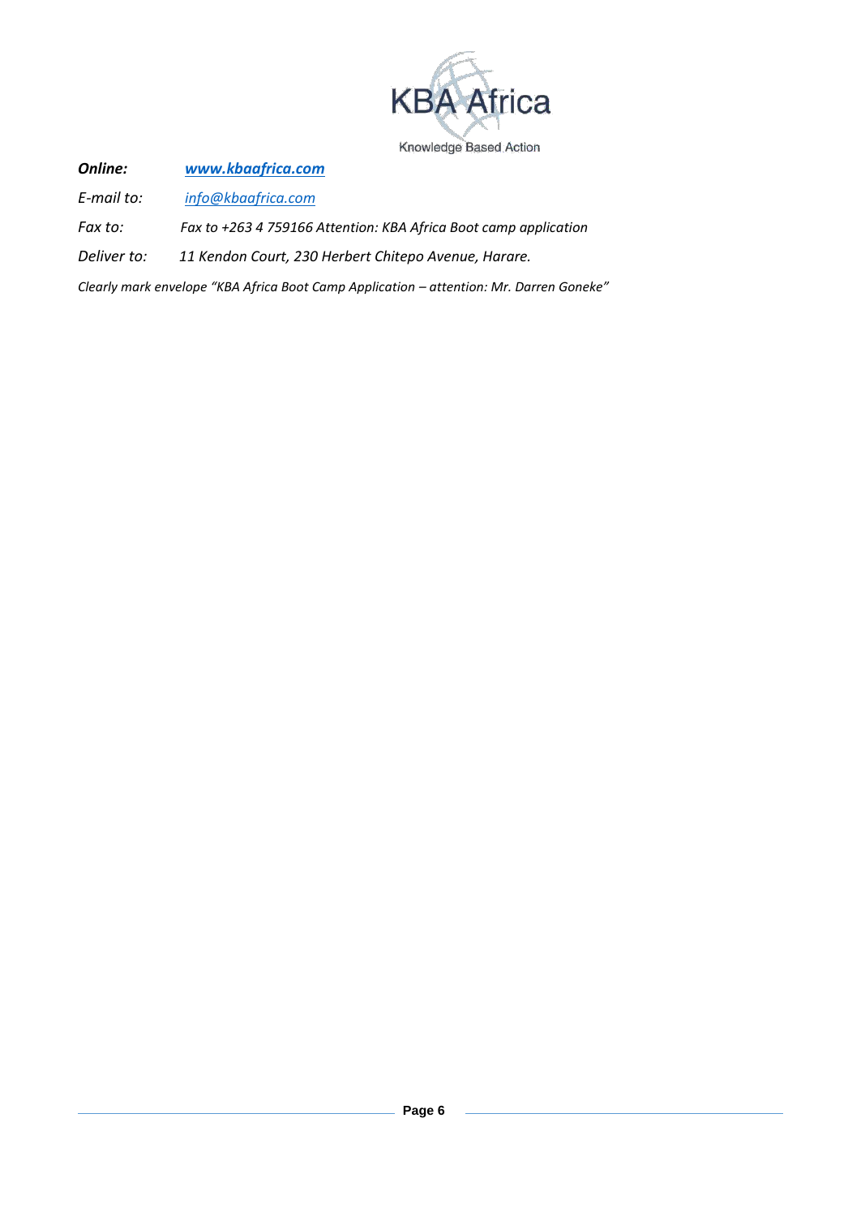KBA Africa

Knowledge Based Action

***Online:*** ***[www.kbaafrica.com](http://www.kbaafrica.com)***

*E-mail to:* *[info@kbaafrica.com](mailto:info@kbaafrica.com)*

*Fax to:* *Fax to +263 4 759166 Attention: KBA Africa Boot camp application*

*Deliver to:* *11 Kendon Court, 230 Herbert Chitepo Avenue, Harare.*

*Clearly mark envelope "KBA Africa Boot Camp Application – attention: Mr. Darren Goneke"*